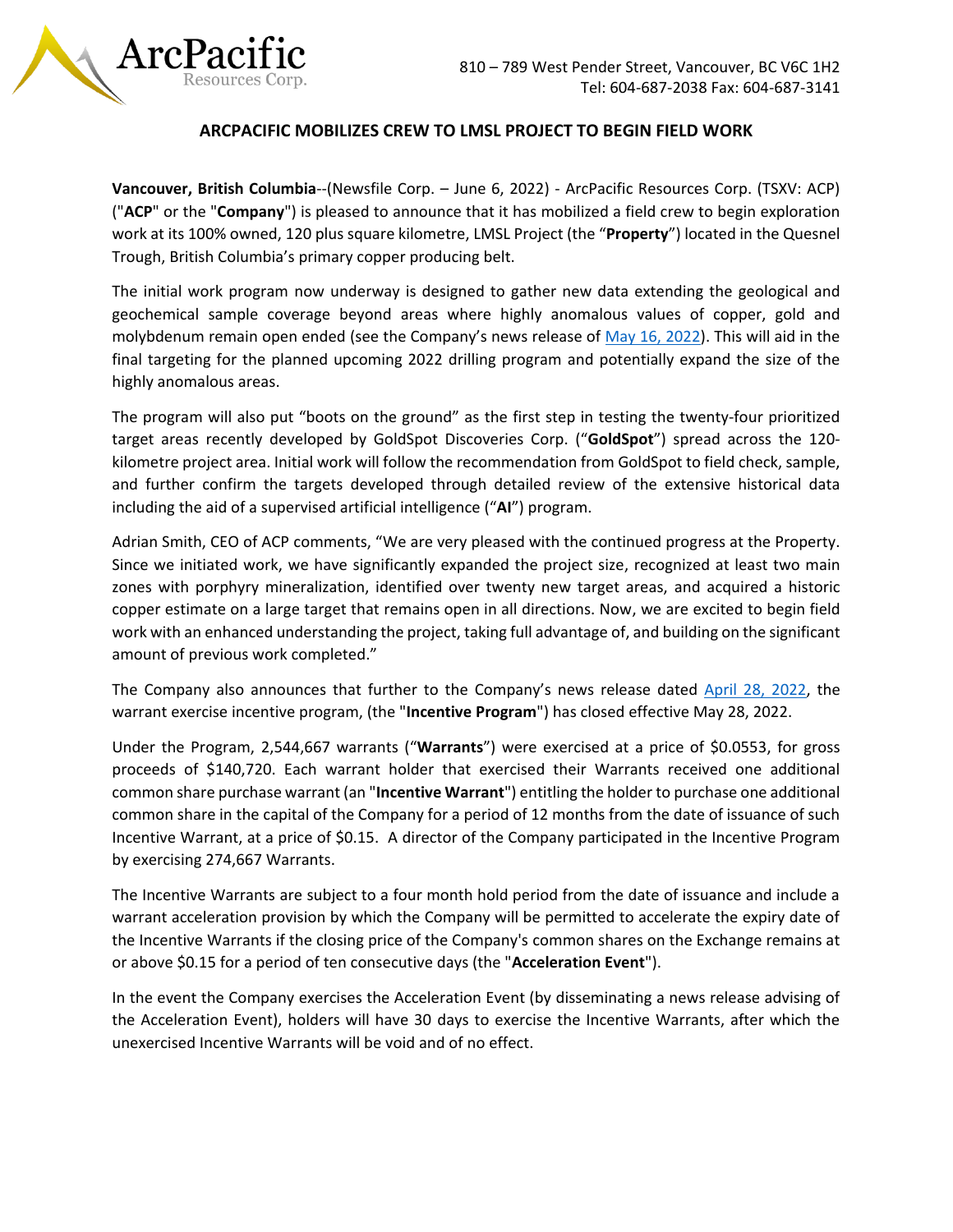ArcPacific Resources Corp.

810 – 789 West Pender Street, Vancouver, BC V6C 1H2
Tel: 604-687-2038 Fax: 604-687-3141

# ARCPACIFIC MOBILIZES CREW TO LMSL PROJECT TO BEGIN FIELD WORK

**Vancouver, British Columbia**--(Newsfile Corp. – June 6, 2022) - ArcPacific Resources Corp. (TSXV: ACP) ("**ACP**" or the "**Company**") is pleased to announce that it has mobilized a field crew to begin exploration work at its 100% owned, 120 plus square kilometre, LMSL Project (the "**Property**") located in the Quesnel Trough, British Columbia's primary copper producing belt.

The initial work program now underway is designed to gather new data extending the geological and geochemical sample coverage beyond areas where highly anomalous values of copper, gold and molybdenum remain open ended (see the Company's news release of May 16, 2022). This will aid in the final targeting for the planned upcoming 2022 drilling program and potentially expand the size of the highly anomalous areas.

The program will also put "boots on the ground" as the first step in testing the twenty-four prioritized target areas recently developed by GoldSpot Discoveries Corp. ("**GoldSpot**") spread across the 120-kilometre project area. Initial work will follow the recommendation from GoldSpot to field check, sample, and further confirm the targets developed through detailed review of the extensive historical data including the aid of a supervised artificial intelligence ("**AI**") program.

Adrian Smith, CEO of ACP comments, "We are very pleased with the continued progress at the Property. Since we initiated work, we have significantly expanded the project size, recognized at least two main zones with porphyry mineralization, identified over twenty new target areas, and acquired a historic copper estimate on a large target that remains open in all directions. Now, we are excited to begin field work with an enhanced understanding the project, taking full advantage of, and building on the significant amount of previous work completed."

The Company also announces that further to the Company's news release dated April 28, 2022, the warrant exercise incentive program, (the "**Incentive Program**") has closed effective May 28, 2022.

Under the Program, 2,544,667 warrants ("**Warrants**") were exercised at a price of $0.0553, for gross proceeds of $140,720. Each warrant holder that exercised their Warrants received one additional common share purchase warrant (an "**Incentive Warrant**") entitling the holder to purchase one additional common share in the capital of the Company for a period of 12 months from the date of issuance of such Incentive Warrant, at a price of $0.15. A director of the Company participated in the Incentive Program by exercising 274,667 Warrants.

The Incentive Warrants are subject to a four month hold period from the date of issuance and include a warrant acceleration provision by which the Company will be permitted to accelerate the expiry date of the Incentive Warrants if the closing price of the Company's common shares on the Exchange remains at or above $0.15 for a period of ten consecutive days (the "**Acceleration Event**").

In the event the Company exercises the Acceleration Event (by disseminating a news release advising of the Acceleration Event), holders will have 30 days to exercise the Incentive Warrants, after which the unexercised Incentive Warrants will be void and of no effect.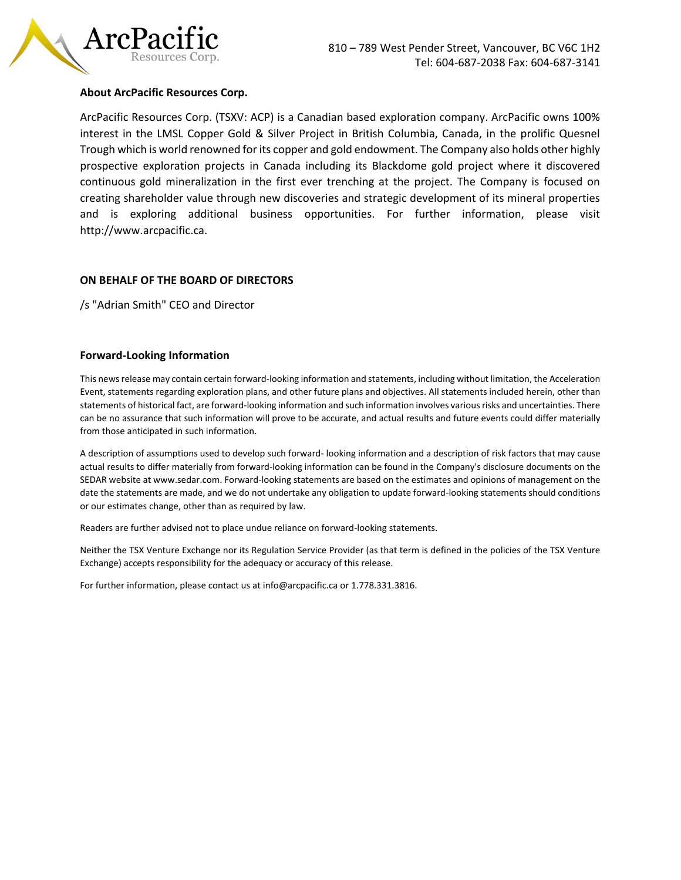ArcPacific Resources Corp.

810 – 789 West Pender Street, Vancouver, BC V6C 1H2
Tel: 604-687-2038 Fax: 604-687-3141

**About ArcPacific Resources Corp.**

ArcPacific Resources Corp. (TSXV: ACP) is a Canadian based exploration company. ArcPacific owns 100% interest in the LMSL Copper Gold & Silver Project in British Columbia, Canada, in the prolific Quesnel Trough which is world renowned for its copper and gold endowment. The Company also holds other highly prospective exploration projects in Canada including its Blackdome gold project where it discovered continuous gold mineralization in the first ever trenching at the project. The Company is focused on creating shareholder value through new discoveries and strategic development of its mineral properties and is exploring additional business opportunities. For further information, please visit http://www.arcpacific.ca.

**ON BEHALF OF THE BOARD OF DIRECTORS**

/s "Adrian Smith" CEO and Director

**Forward-Looking Information**

This news release may contain certain forward-looking information and statements, including without limitation, the Acceleration Event, statements regarding exploration plans, and other future plans and objectives. All statements included herein, other than statements of historical fact, are forward-looking information and such information involves various risks and uncertainties. There can be no assurance that such information will prove to be accurate, and actual results and future events could differ materially from those anticipated in such information.

A description of assumptions used to develop such forward- looking information and a description of risk factors that may cause actual results to differ materially from forward-looking information can be found in the Company's disclosure documents on the SEDAR website at www.sedar.com. Forward-looking statements are based on the estimates and opinions of management on the date the statements are made, and we do not undertake any obligation to update forward-looking statements should conditions or our estimates change, other than as required by law.

Readers are further advised not to place undue reliance on forward-looking statements.

Neither the TSX Venture Exchange nor its Regulation Service Provider (as that term is defined in the policies of the TSX Venture Exchange) accepts responsibility for the adequacy or accuracy of this release.

For further information, please contact us at info@arcpacific.ca or 1.778.331.3816.